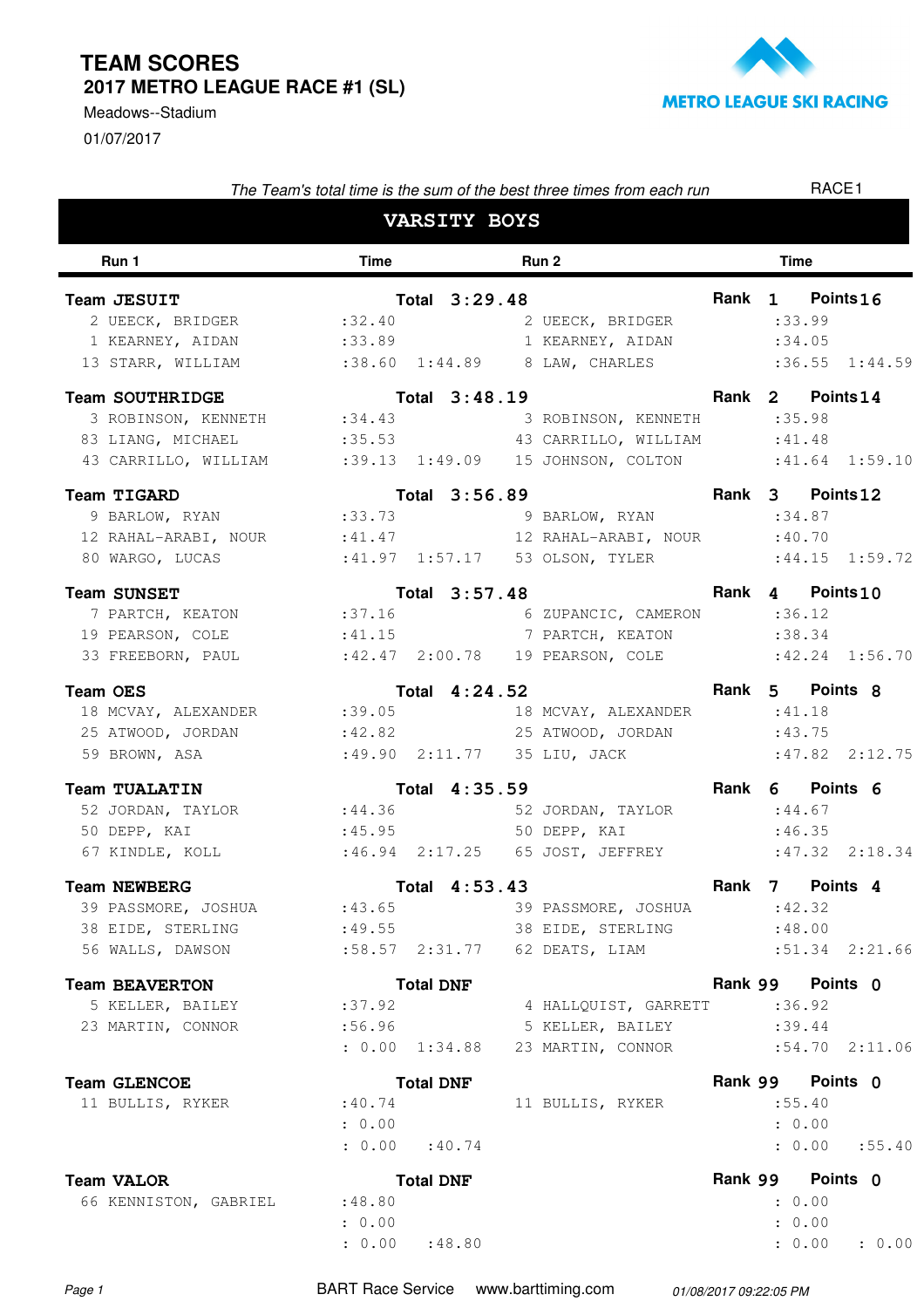# TEAM SCORES

## 2017 METRO LEAGUE RACE #1 (SL)

Meadows--Stadium

01/07/2017

METRO LEAGUE SKI RACING

*The Team's total time is the sum of the best three times from each run*

RACE1

### VARSITY BOYS

| Run 1 | Time | | Run 2 | Time | |
|---|---|---|---|---|---|
| **Team JESUIT** | **Total 3:29.48** | | **Rank 1** | **Points 16** | |
| 2 UEECK, BRIDGER | :32.40 | | 2 UEECK, BRIDGER | :33.99 | |
| 1 KEARNEY, AIDAN | :33.89 | | 1 KEARNEY, AIDAN | :34.05 | |
| 13 STARR, WILLIAM | :38.60 | 1:44.89 | 8 LAW, CHARLES | :36.55 | 1:44.59 |
| **Team SOUTHRIDGE** | **Total 3:48.19** | | **Rank 2** | **Points 14** | |
| 3 ROBINSON, KENNETH | :34.43 | | 3 ROBINSON, KENNETH | :35.98 | |
| 83 LIANG, MICHAEL | :35.53 | | 43 CARRILLO, WILLIAM | :41.48 | |
| 43 CARRILLO, WILLIAM | :39.13 | 1:49.09 | 15 JOHNSON, COLTON | :41.64 | 1:59.10 |
| **Team TIGARD** | **Total 3:56.89** | | **Rank 3** | **Points 12** | |
| 9 BARLOW, RYAN | :33.73 | | 9 BARLOW, RYAN | :34.87 | |
| 12 RAHAL-ARABI, NOUR | :41.47 | | 12 RAHAL-ARABI, NOUR | :40.70 | |
| 80 WARGO, LUCAS | :41.97 | 1:57.17 | 53 OLSON, TYLER | :44.15 | 1:59.72 |
| **Team SUNSET** | **Total 3:57.48** | | **Rank 4** | **Points 10** | |
| 7 PARTCH, KEATON | :37.16 | | 6 ZUPANCIC, CAMERON | :36.12 | |
| 19 PEARSON, COLE | :41.15 | | 7 PARTCH, KEATON | :38.34 | |
| 33 FREEBORN, PAUL | :42.47 | 2:00.78 | 19 PEARSON, COLE | :42.24 | 1:56.70 |
| **Team OES** | **Total 4:24.52** | | **Rank 5** | **Points 8** | |
| 18 MCVAY, ALEXANDER | :39.05 | | 18 MCVAY, ALEXANDER | :41.18 | |
| 25 ATWOOD, JORDAN | :42.82 | | 25 ATWOOD, JORDAN | :43.75 | |
| 59 BROWN, ASA | :49.90 | 2:11.77 | 35 LIU, JACK | :47.82 | 2:12.75 |
| **Team TUALATIN** | **Total 4:35.59** | | **Rank 6** | **Points 6** | |
| 52 JORDAN, TAYLOR | :44.36 | | 52 JORDAN, TAYLOR | :44.67 | |
| 50 DEPP, KAI | :45.95 | | 50 DEPP, KAI | :46.35 | |
| 67 KINDLE, KOLL | :46.94 | 2:17.25 | 65 JOST, JEFFREY | :47.32 | 2:18.34 |
| **Team NEWBERG** | **Total 4:53.43** | | **Rank 7** | **Points 4** | |
| 39 PASSMORE, JOSHUA | :43.65 | | 39 PASSMORE, JOSHUA | :42.32 | |
| 38 EIDE, STERLING | :49.55 | | 38 EIDE, STERLING | :48.00 | |
| 56 WALLS, DAWSON | :58.57 | 2:31.77 | 62 DEATS, LIAM | :51.34 | 2:21.66 |
| **Team BEAVERTON** | **Total DNF** | | **Rank 99** | **Points 0** | |
| 5 KELLER, BAILEY | :37.92 | | 4 HALLQUIST, GARRETT | :36.92 | |
| 23 MARTIN, CONNOR | :56.96 | | 5 KELLER, BAILEY | :39.44 | |
| | : 0.00 | 1:34.88 | 23 MARTIN, CONNOR | :54.70 | 2:11.06 |
| **Team GLENCOE** | **Total DNF** | | **Rank 99** | **Points 0** | |
| 11 BULLIS, RYKER | :40.74 | | 11 BULLIS, RYKER | :55.40 | |
| | : 0.00 | | | : 0.00 | |
| | : 0.00 | :40.74 | | : 0.00 | :55.40 |
| **Team VALOR** | **Total DNF** | | **Rank 99** | **Points 0** | |
| 66 KENNISTON, GABRIEL | :48.80 | | | : 0.00 | |
| | : 0.00 | | | : 0.00 | |
| | : 0.00 | :48.80 | | : 0.00 | : 0.00 |

BART Race Service www.barttiming.com 01/08/2017 09:22:05 PM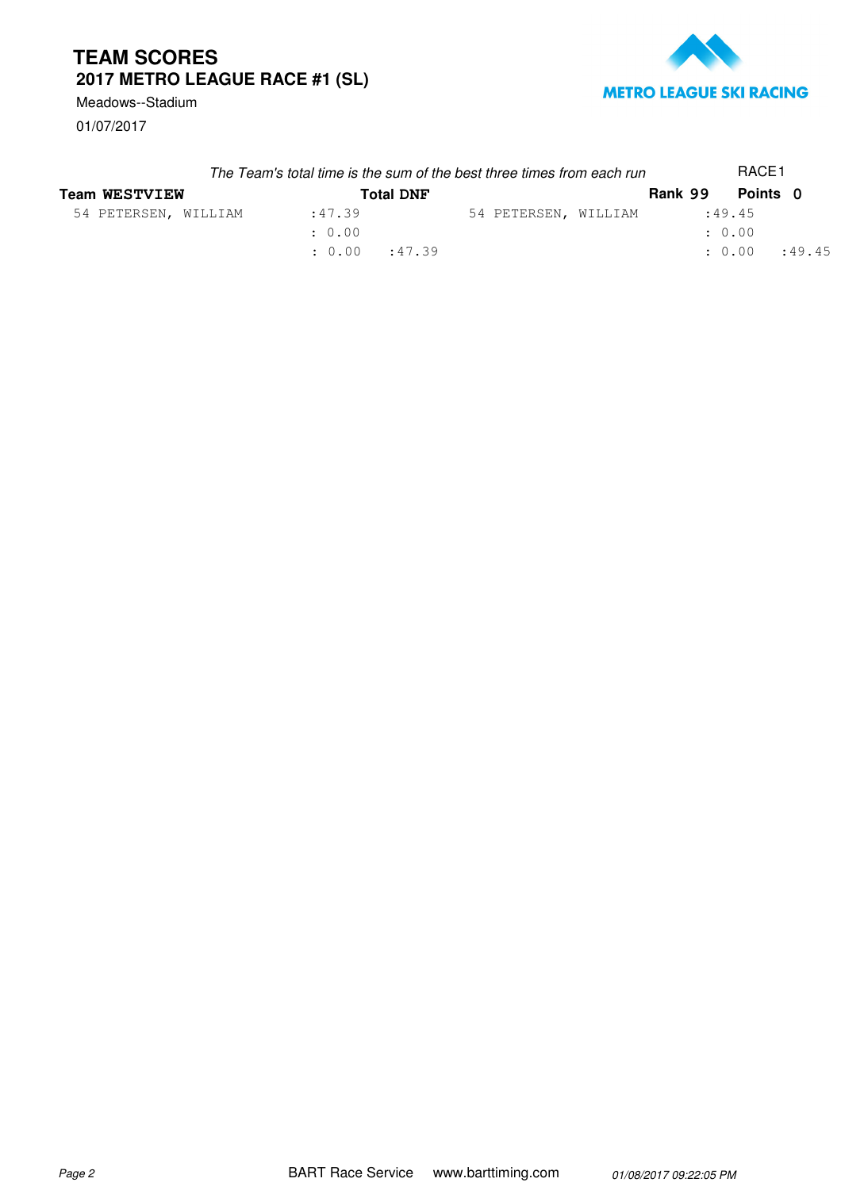# TEAM SCORES

## 2017 METRO LEAGUE RACE #1 (SL)

Meadows--Stadium

01/07/2017

METRO LEAGUE SKI RACING

*The Team's total time is the sum of the best three times from each run*

RACE1

| Team WESTVIEW | | Total DNF | | | Rank 99 | Points 0 |
|---|---|---|---|---|---|---|
| 54 PETERSEN, WILLIAM | :47.39 | | 54 PETERSEN, WILLIAM | :49.45 | | |
| | : 0.00 | | | : 0.00 | | |
| | : 0.00 | :47.39 | | : 0.00 | :49.45 | |

BART Race Service www.barttiming.com 01/08/2017 09:22:05 PM